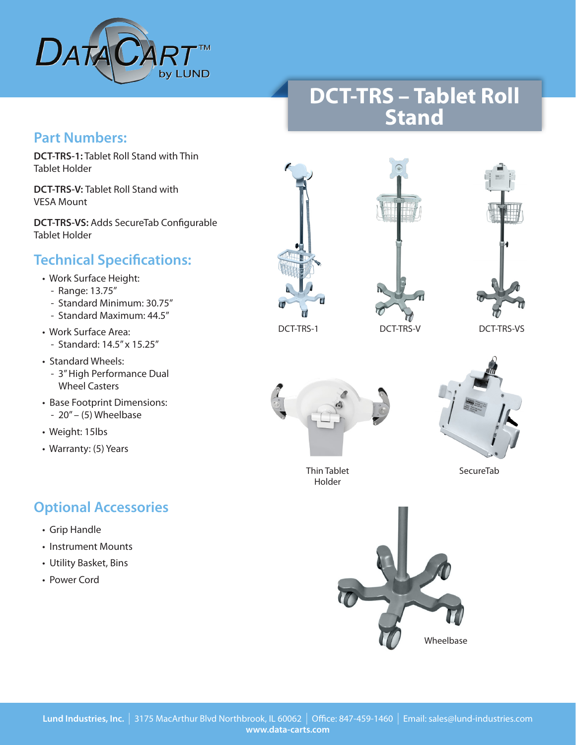DATACART™ by LUND

# DCT-TRS – Tablet Roll Stand

## Part Numbers:

**DCT-TRS-1:** Tablet Roll Stand with Thin Tablet Holder

**DCT-TRS-V:** Tablet Roll Stand with VESA Mount

**DCT-TRS-VS:** Adds SecureTab Configurable Tablet Holder

## Technical Specifications:

- Work Surface Height:
  - Range: 13.75"
  - Standard Minimum: 30.75"
  - Standard Maximum: 44.5"
- Work Surface Area:
  - Standard: 14.5" x 15.25"
- Standard Wheels:
  - 3" High Performance Dual Wheel Casters
- Base Footprint Dimensions:
  - 20" – (5) Wheelbase
- Weight: 15lbs
- Warranty: (5) Years

## Optional Accessories

- Grip Handle
- Instrument Mounts
- Utility Basket, Bins
- Power Cord

DCT-TRS-1

DCT-TRS-V

DCT-TRS-VS

Thin Tablet Holder

SecureTab

Wheelbase

**Lund Industries, Inc.** | 3175 MacArthur Blvd Northbrook, IL 60062 | Office: 847-459-1460 | Email: sales@lund-industries.com
**www.data-carts.com**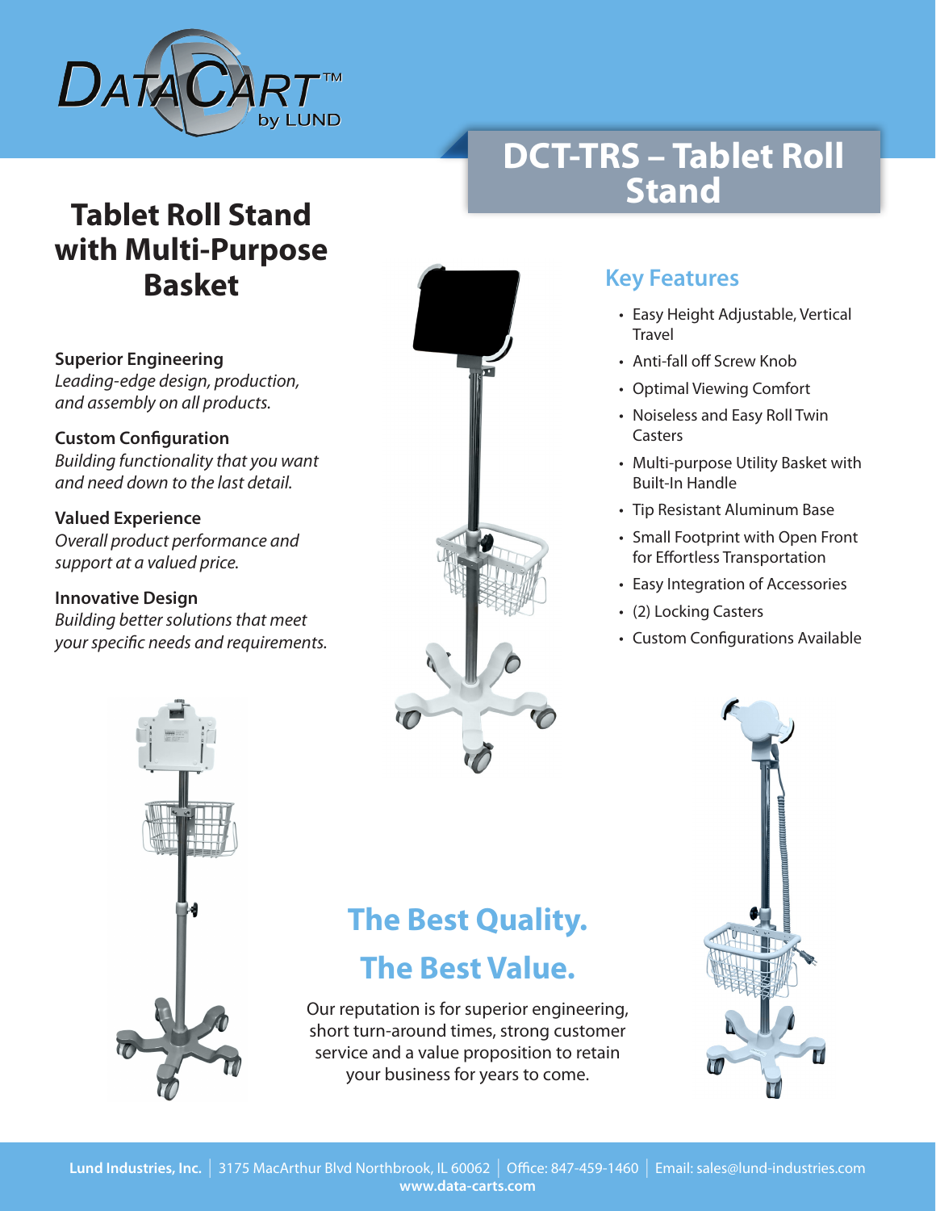DATACART™ by LUND

# DCT-TRS – Tablet Roll Stand

## Tablet Roll Stand with Multi-Purpose Basket

**Superior Engineering**
*Leading-edge design, production, and assembly on all products.*

**Custom Configuration**
*Building functionality that you want and need down to the last detail.*

**Valued Experience**
*Overall product performance and support at a valued price.*

**Innovative Design**
*Building better solutions that meet your specific needs and requirements.*

## Key Features

- Easy Height Adjustable, Vertical Travel
- Anti-fall off Screw Knob
- Optimal Viewing Comfort
- Noiseless and Easy Roll Twin Casters
- Multi-purpose Utility Basket with Built-In Handle
- Tip Resistant Aluminum Base
- Small Footprint with Open Front for Effortless Transportation
- Easy Integration of Accessories
- (2) Locking Casters
- Custom Configurations Available

## The Best Quality.

## The Best Value.

Our reputation is for superior engineering, short turn-around times, strong customer service and a value proposition to retain your business for years to come.

**Lund Industries, Inc.** | 3175 MacArthur Blvd Northbrook, IL 60062 | Office: 847-459-1460 | Email: sales@lund-industries.com
**www.data-carts.com**